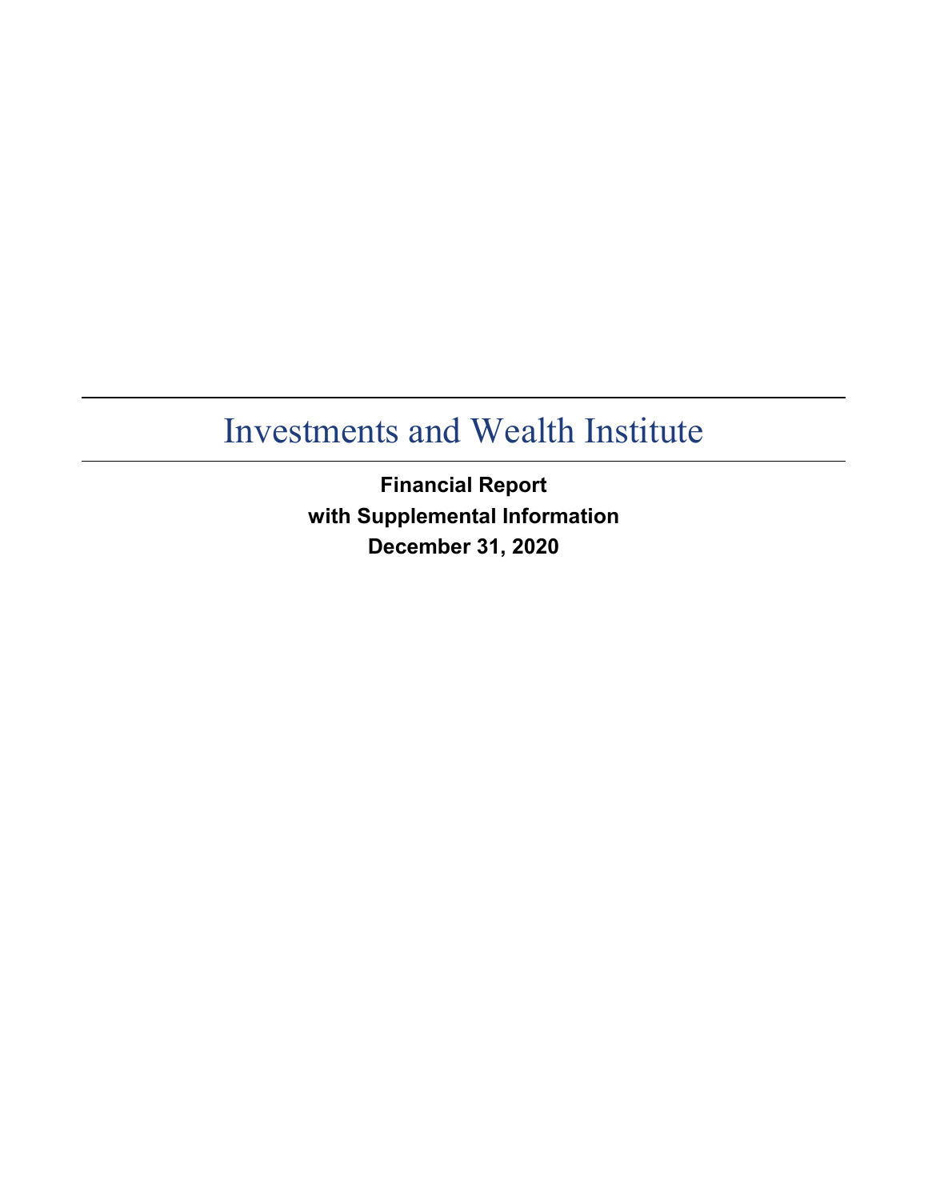# Investments and Wealth Institute

**Financial Report**
**with Supplemental Information**
**December 31, 2020**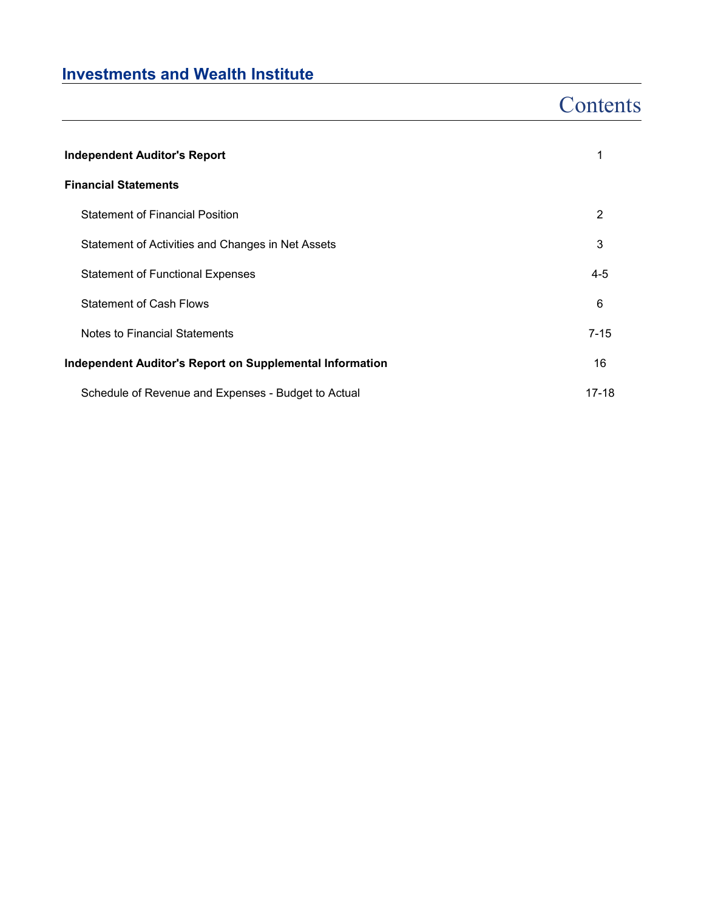# Investments and Wealth Institute

## Contents

| | |
|---|---|
| **Independent Auditor's Report** | 1 |
| **Financial Statements** | |
| Statement of Financial Position | 2 |
| Statement of Activities and Changes in Net Assets | 3 |
| Statement of Functional Expenses | 4-5 |
| Statement of Cash Flows | 6 |
| Notes to Financial Statements | 7-15 |
| **Independent Auditor's Report on Supplemental Information** | 16 |
| Schedule of Revenue and Expenses - Budget to Actual | 17-18 |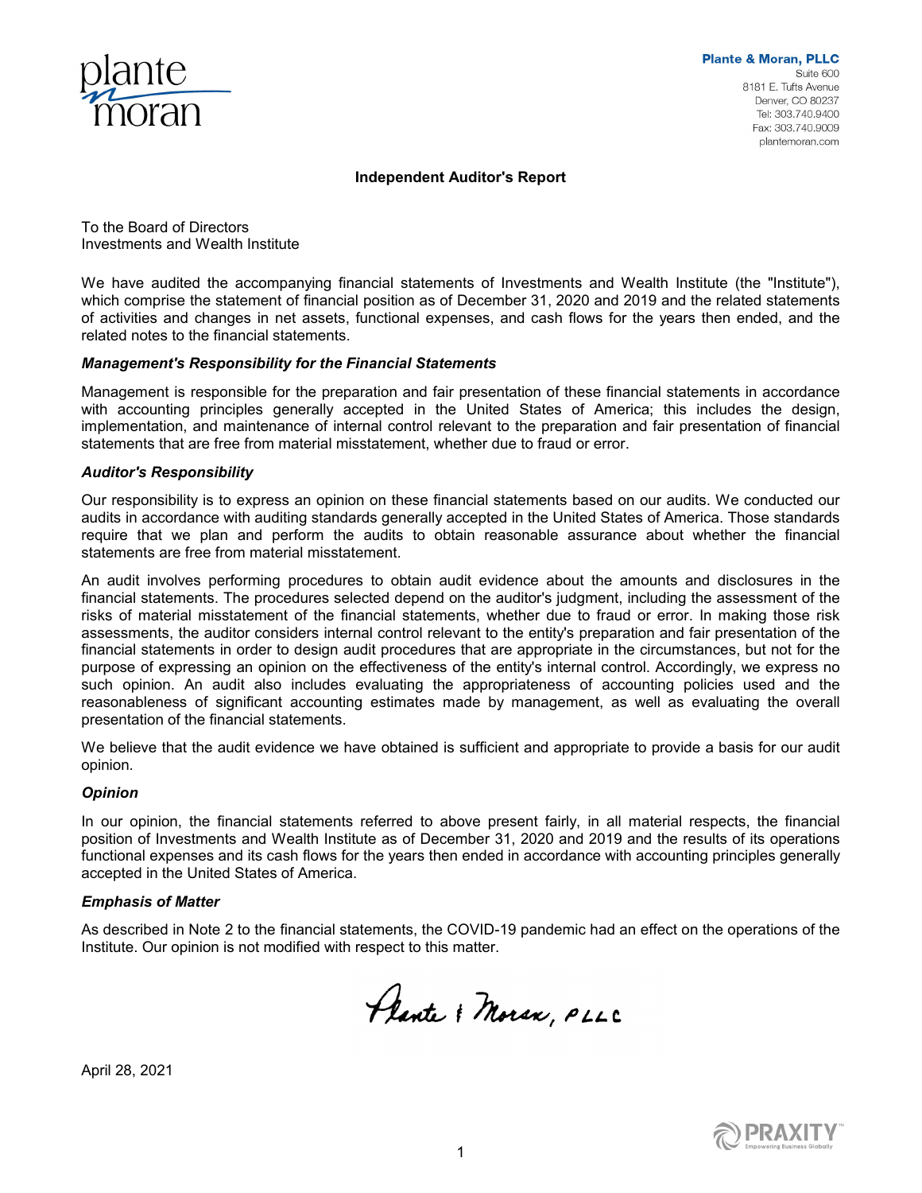Plante & Moran, PLLC
Suite 600
8181 E. Tufts Avenue
Denver, CO 80237
Tel: 303.740.9400
Fax: 303.740.9009
plantemoran.com

## Independent Auditor's Report

To the Board of Directors
Investments and Wealth Institute

We have audited the accompanying financial statements of Investments and Wealth Institute (the "Institute"), which comprise the statement of financial position as of December 31, 2020 and 2019 and the related statements of activities and changes in net assets, functional expenses, and cash flows for the years then ended, and the related notes to the financial statements.

### *Management's Responsibility for the Financial Statements*

Management is responsible for the preparation and fair presentation of these financial statements in accordance with accounting principles generally accepted in the United States of America; this includes the design, implementation, and maintenance of internal control relevant to the preparation and fair presentation of financial statements that are free from material misstatement, whether due to fraud or error.

### *Auditor's Responsibility*

Our responsibility is to express an opinion on these financial statements based on our audits. We conducted our audits in accordance with auditing standards generally accepted in the United States of America. Those standards require that we plan and perform the audits to obtain reasonable assurance about whether the financial statements are free from material misstatement.

An audit involves performing procedures to obtain audit evidence about the amounts and disclosures in the financial statements. The procedures selected depend on the auditor's judgment, including the assessment of the risks of material misstatement of the financial statements, whether due to fraud or error. In making those risk assessments, the auditor considers internal control relevant to the entity's preparation and fair presentation of the financial statements in order to design audit procedures that are appropriate in the circumstances, but not for the purpose of expressing an opinion on the effectiveness of the entity's internal control. Accordingly, we express no such opinion. An audit also includes evaluating the appropriateness of accounting policies used and the reasonableness of significant accounting estimates made by management, as well as evaluating the overall presentation of the financial statements.

We believe that the audit evidence we have obtained is sufficient and appropriate to provide a basis for our audit opinion.

### *Opinion*

In our opinion, the financial statements referred to above present fairly, in all material respects, the financial position of Investments and Wealth Institute as of December 31, 2020 and 2019 and the results of its operations functional expenses and its cash flows for the years then ended in accordance with accounting principles generally accepted in the United States of America.

### *Emphasis of Matter*

As described in Note 2 to the financial statements, the COVID-19 pandemic had an effect on the operations of the Institute. Our opinion is not modified with respect to this matter.

Plante & Moran, PLLC

April 28, 2021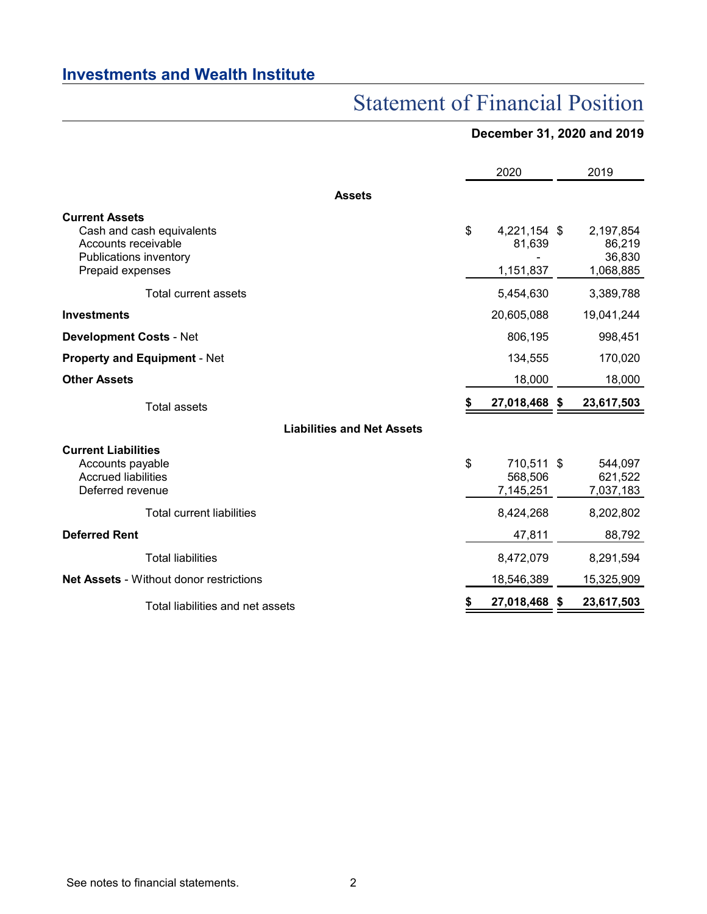## Investments and Wealth Institute

# Statement of Financial Position

**December 31, 2020 and 2019**

| | 2020 | 2019 |
|---|---|---|
| **Assets** | | |
| **Current Assets** | | |
| Cash and cash equivalents | $ 4,221,154 | $ 2,197,854 |
| Accounts receivable | 81,639 | 86,219 |
| Publications inventory | - | 36,830 |
| Prepaid expenses | 1,151,837 | 1,068,885 |
| Total current assets | 5,454,630 | 3,389,788 |
| **Investments** | 20,605,088 | 19,041,244 |
| **Development Costs** - Net | 806,195 | 998,451 |
| **Property and Equipment** - Net | 134,555 | 170,020 |
| **Other Assets** | 18,000 | 18,000 |
| Total assets | **$ 27,018,468** | **$ 23,617,503** |
| **Liabilities and Net Assets** | | |
| **Current Liabilities** | | |
| Accounts payable | $ 710,511 | $ 544,097 |
| Accrued liabilities | 568,506 | 621,522 |
| Deferred revenue | 7,145,251 | 7,037,183 |
| Total current liabilities | 8,424,268 | 8,202,802 |
| **Deferred Rent** | 47,811 | 88,792 |
| Total liabilities | 8,472,079 | 8,291,594 |
| **Net Assets** - Without donor restrictions | 18,546,389 | 15,325,909 |
| Total liabilities and net assets | **$ 27,018,468** | **$ 23,617,503** |

See notes to financial statements.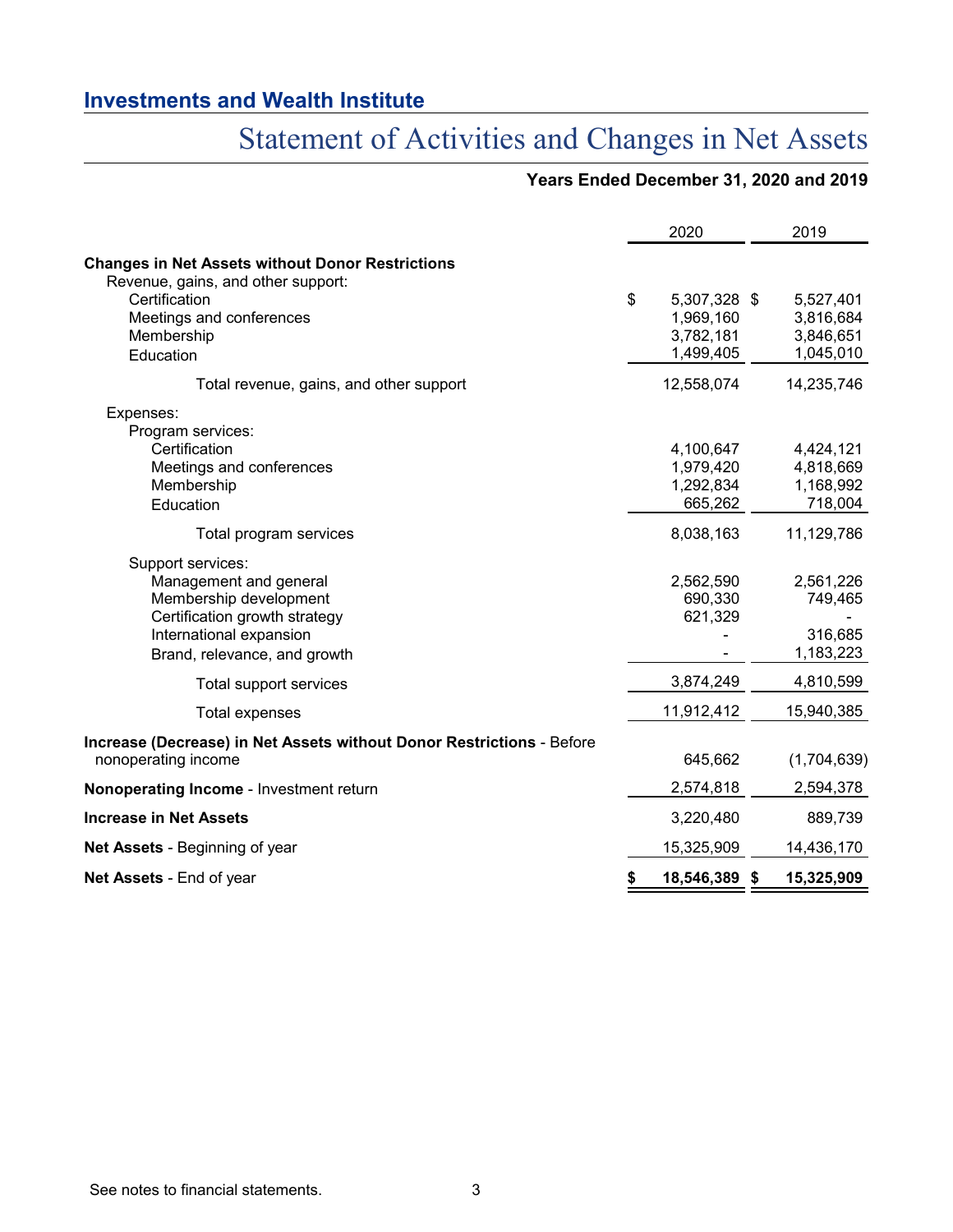## Investments and Wealth Institute

# Statement of Activities and Changes in Net Assets

**Years Ended December 31, 2020 and 2019**

| | 2020 | 2019 |
|---|---|---|
| **Changes in Net Assets without Donor Restrictions** | | |
| Revenue, gains, and other support: | | |
| Certification | $ 5,307,328 | $ 5,527,401 |
| Meetings and conferences | 1,969,160 | 3,816,684 |
| Membership | 3,782,181 | 3,846,651 |
| Education | 1,499,405 | 1,045,010 |
| Total revenue, gains, and other support | 12,558,074 | 14,235,746 |
| Expenses: | | |
| Program services: | | |
| Certification | 4,100,647 | 4,424,121 |
| Meetings and conferences | 1,979,420 | 4,818,669 |
| Membership | 1,292,834 | 1,168,992 |
| Education | 665,262 | 718,004 |
| Total program services | 8,038,163 | 11,129,786 |
| Support services: | | |
| Management and general | 2,562,590 | 2,561,226 |
| Membership development | 690,330 | 749,465 |
| Certification growth strategy | 621,329 | - |
| International expansion | - | 316,685 |
| Brand, relevance, and growth | - | 1,183,223 |
| Total support services | 3,874,249 | 4,810,599 |
| Total expenses | 11,912,412 | 15,940,385 |
| **Increase (Decrease) in Net Assets without Donor Restrictions** - Before nonoperating income | 645,662 | (1,704,639) |
| **Nonoperating Income** - Investment return | 2,574,818 | 2,594,378 |
| **Increase in Net Assets** | 3,220,480 | 889,739 |
| **Net Assets** - Beginning of year | 15,325,909 | 14,436,170 |
| **Net Assets** - End of year | **$ 18,546,389** | **$ 15,325,909** |

See notes to financial statements.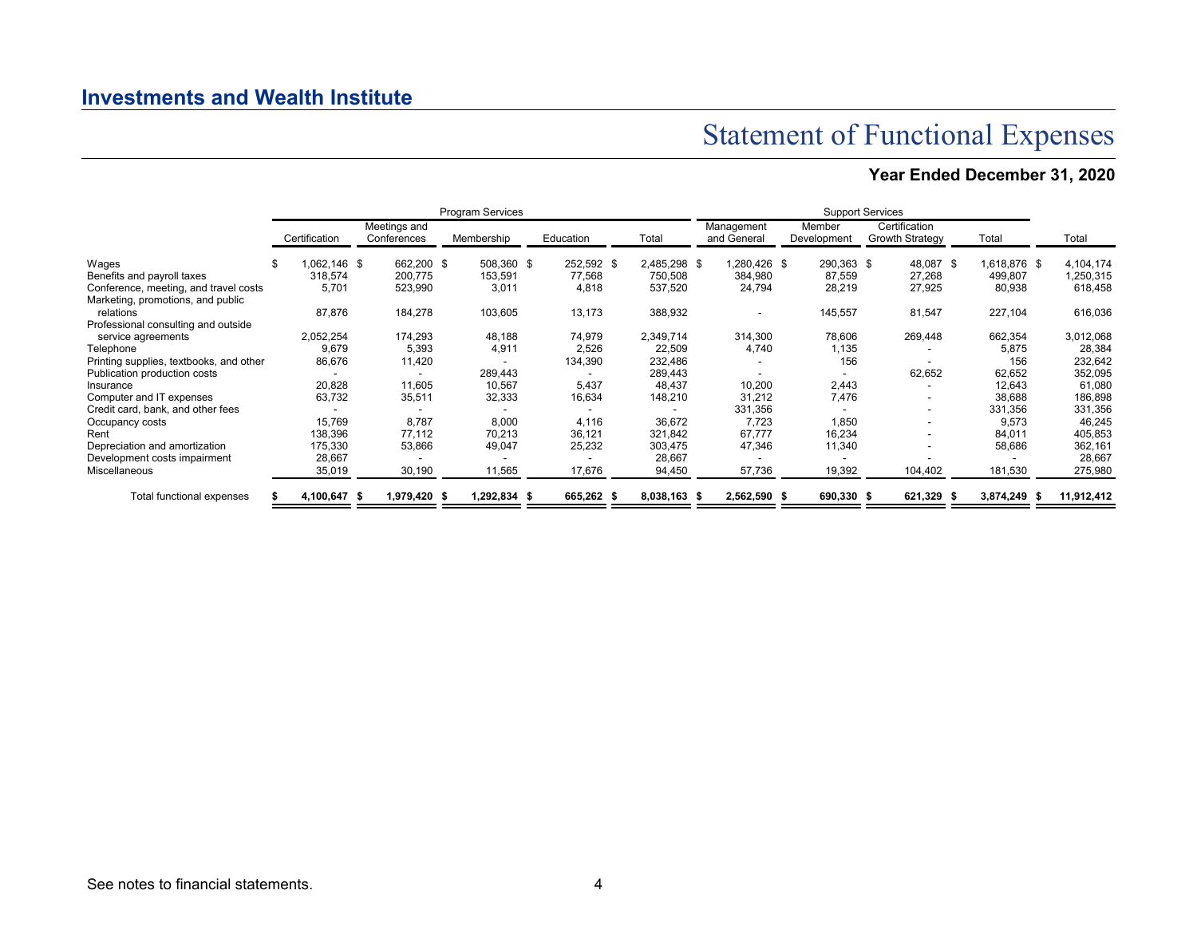## Investments and Wealth Institute

# Statement of Functional Expenses

### Year Ended December 31, 2020

| | Program Services | | | | | Support Services | | | | |
|---|---|---|---|---|---|---|---|---|---|---|
| | Certification | Meetings and Conferences | Membership | Education | Total | Management and General | Member Development | Certification Growth Strategy | Total | Total |
| Wages | $ 1,062,146 | $ 662,200 | $ 508,360 | $ 252,592 | $ 2,485,298 | $ 1,280,426 | $ 290,363 | $ 48,087 | $ 1,618,876 | $ 4,104,174 |
| Benefits and payroll taxes | 318,574 | 200,775 | 153,591 | 77,568 | 750,508 | 384,980 | 87,559 | 27,268 | 499,807 | 1,250,315 |
| Conference, meeting, and travel costs | 5,701 | 523,990 | 3,011 | 4,818 | 537,520 | 24,794 | 28,219 | 27,925 | 80,938 | 618,458 |
| Marketing, promotions, and public relations | 87,876 | 184,278 | 103,605 | 13,173 | 388,932 | - | 145,557 | 81,547 | 227,104 | 616,036 |
| Professional consulting and outside service agreements | 2,052,254 | 174,293 | 48,188 | 74,979 | 2,349,714 | 314,300 | 78,606 | 269,448 | 662,354 | 3,012,068 |
| Telephone | 9,679 | 5,393 | 4,911 | 2,526 | 22,509 | 4,740 | 1,135 | - | 5,875 | 28,384 |
| Printing supplies, textbooks, and other | 86,676 | 11,420 | - | 134,390 | 232,486 | - | 156 | - | 156 | 232,642 |
| Publication production costs | - | - | 289,443 | - | 289,443 | - | - | 62,652 | 62,652 | 352,095 |
| Insurance | 20,828 | 11,605 | 10,567 | 5,437 | 48,437 | 10,200 | 2,443 | - | 12,643 | 61,080 |
| Computer and IT expenses | 63,732 | 35,511 | 32,333 | 16,634 | 148,210 | 31,212 | 7,476 | - | 38,688 | 186,898 |
| Credit card, bank, and other fees | - | - | - | - | - | 331,356 | - | - | 331,356 | 331,356 |
| Occupancy costs | 15,769 | 8,787 | 8,000 | 4,116 | 36,672 | 7,723 | 1,850 | - | 9,573 | 46,245 |
| Rent | 138,396 | 77,112 | 70,213 | 36,121 | 321,842 | 67,777 | 16,234 | - | 84,011 | 405,853 |
| Depreciation and amortization | 175,330 | 53,866 | 49,047 | 25,232 | 303,475 | 47,346 | 11,340 | - | 58,686 | 362,161 |
| Development costs impairment | 28,667 | - | - | - | 28,667 | - | - | - | - | 28,667 |
| Miscellaneous | 35,019 | 30,190 | 11,565 | 17,676 | 94,450 | 57,736 | 19,392 | 104,402 | 181,530 | 275,980 |
| **Total functional expenses** | **$ 4,100,647** | **$ 1,979,420** | **$ 1,292,834** | **$ 665,262** | **$ 8,038,163** | **$ 2,562,590** | **$ 690,330** | **$ 621,329** | **$ 3,874,249** | **$ 11,912,412** |

See notes to financial statements.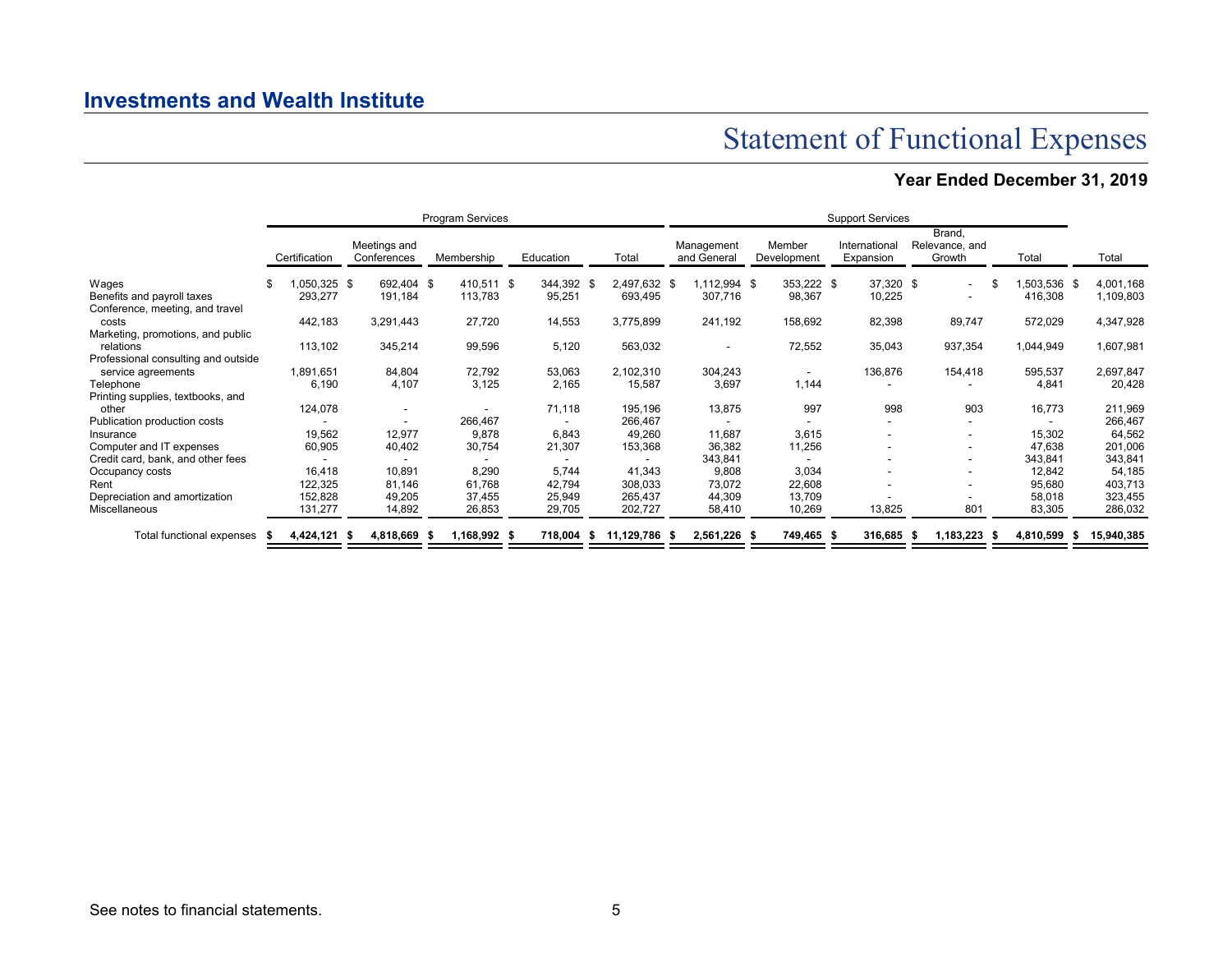## Investments and Wealth Institute

# Statement of Functional Expenses

### Year Ended December 31, 2019

| | Program Services | | | | | Support Services | | | | | |
|---|---|---|---|---|---|---|---|---|---|---|---|
| | Certification | Meetings and Conferences | Membership | Education | Total | Management and General | Member Development | International Expansion | Brand, Relevance, and Growth | Total | Total |
| Wages | $ 1,050,325 | $ 692,404 | $ 410,511 | $ 344,392 | $ 2,497,632 | $ 1,112,994 | $ 353,222 | $ 37,320 | $ - | $ 1,503,536 | $ 4,001,168 |
| Benefits and payroll taxes | 293,277 | 191,184 | 113,783 | 95,251 | 693,495 | 307,716 | 98,367 | 10,225 | - | 416,308 | 1,109,803 |
| Conference, meeting, and travel costs | 442,183 | 3,291,443 | 27,720 | 14,553 | 3,775,899 | 241,192 | 158,692 | 82,398 | 89,747 | 572,029 | 4,347,928 |
| Marketing, promotions, and public relations | 113,102 | 345,214 | 99,596 | 5,120 | 563,032 | - | 72,552 | 35,043 | 937,354 | 1,044,949 | 1,607,981 |
| Professional consulting and outside service agreements | 1,891,651 | 84,804 | 72,792 | 53,063 | 2,102,310 | 304,243 | - | 136,876 | 154,418 | 595,537 | 2,697,847 |
| Telephone | 6,190 | 4,107 | 3,125 | 2,165 | 15,587 | 3,697 | 1,144 | - | - | 4,841 | 20,428 |
| Printing supplies, textbooks, and other | 124,078 | - | - | 71,118 | 195,196 | 13,875 | 997 | 998 | 903 | 16,773 | 211,969 |
| Publication production costs | - | - | 266,467 | - | 266,467 | - | - | - | - | - | 266,467 |
| Insurance | 19,562 | 12,977 | 9,878 | 6,843 | 49,260 | 11,687 | 3,615 | - | - | 15,302 | 64,562 |
| Computer and IT expenses | 60,905 | 40,402 | 30,754 | 21,307 | 153,368 | 36,382 | 11,256 | - | - | 47,638 | 201,006 |
| Credit card, bank, and other fees | - | - | - | - | - | 343,841 | - | - | - | 343,841 | 343,841 |
| Occupancy costs | 16,418 | 10,891 | 8,290 | 5,744 | 41,343 | 9,808 | 3,034 | - | - | 12,842 | 54,185 |
| Rent | 122,325 | 81,146 | 61,768 | 42,794 | 308,033 | 73,072 | 22,608 | - | - | 95,680 | 403,713 |
| Depreciation and amortization | 152,828 | 49,205 | 37,455 | 25,949 | 265,437 | 44,309 | 13,709 | - | - | 58,018 | 323,455 |
| Miscellaneous | 131,277 | 14,892 | 26,853 | 29,705 | 202,727 | 58,410 | 10,269 | 13,825 | 801 | 83,305 | 286,032 |
| **Total functional expenses** | **$ 4,424,121** | **$ 4,818,669** | **$ 1,168,992** | **$ 718,004** | **$ 11,129,786** | **$ 2,561,226** | **$ 749,465** | **$ 316,685** | **$ 1,183,223** | **$ 4,810,599** | **$ 15,940,385** |

See notes to financial statements.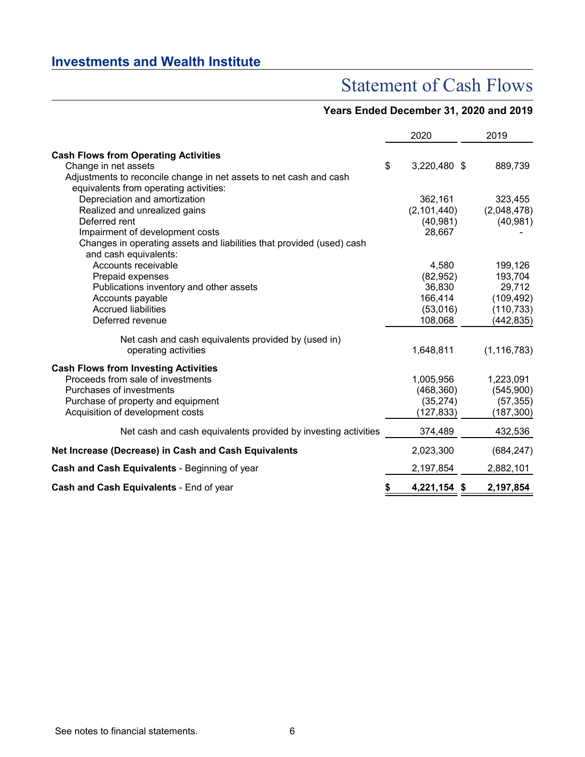## Investments and Wealth Institute

# Statement of Cash Flows

### Years Ended December 31, 2020 and 2019

| | 2020 | 2019 |
|---|---|---|
| **Cash Flows from Operating Activities** | | |
| Change in net assets | $ 3,220,480 | $ 889,739 |
| Adjustments to reconcile change in net assets to net cash and cash equivalents from operating activities: | | |
| Depreciation and amortization | 362,161 | 323,455 |
| Realized and unrealized gains | (2,101,440) | (2,048,478) |
| Deferred rent | (40,981) | (40,981) |
| Impairment of development costs | 28,667 | - |
| Changes in operating assets and liabilities that provided (used) cash and cash equivalents: | | |
| Accounts receivable | 4,580 | 199,126 |
| Prepaid expenses | (82,952) | 193,704 |
| Publications inventory and other assets | 36,830 | 29,712 |
| Accounts payable | 166,414 | (109,492) |
| Accrued liabilities | (53,016) | (110,733) |
| Deferred revenue | 108,068 | (442,835) |
| Net cash and cash equivalents provided by (used in) operating activities | 1,648,811 | (1,116,783) |
| **Cash Flows from Investing Activities** | | |
| Proceeds from sale of investments | 1,005,956 | 1,223,091 |
| Purchases of investments | (468,360) | (545,900) |
| Purchase of property and equipment | (35,274) | (57,355) |
| Acquisition of development costs | (127,833) | (187,300) |
| Net cash and cash equivalents provided by investing activities | 374,489 | 432,536 |
| **Net Increase (Decrease) in Cash and Cash Equivalents** | 2,023,300 | (684,247) |
| **Cash and Cash Equivalents** - Beginning of year | 2,197,854 | 2,882,101 |
| **Cash and Cash Equivalents** - End of year | **$ 4,221,154** | **$ 2,197,854** |

See notes to financial statements.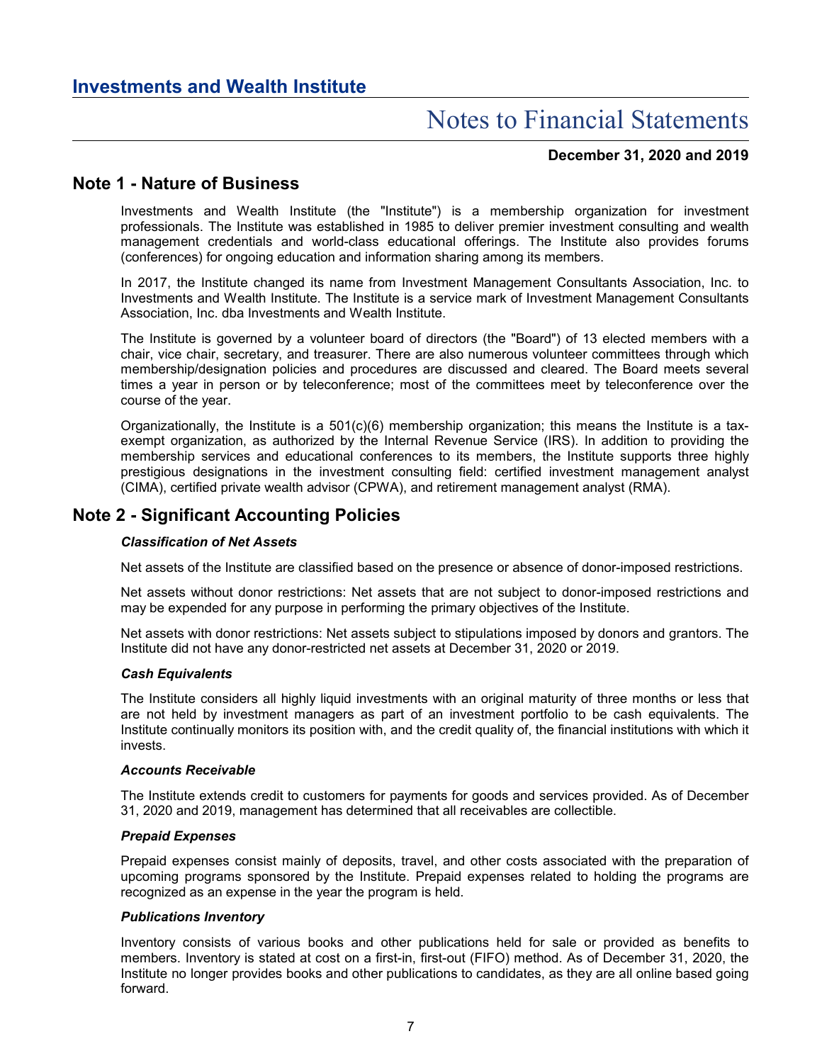# Investments and Wealth Institute

## Notes to Financial Statements

**December 31, 2020 and 2019**

## Note 1 - Nature of Business

Investments and Wealth Institute (the "Institute") is a membership organization for investment professionals. The Institute was established in 1985 to deliver premier investment consulting and wealth management credentials and world-class educational offerings. The Institute also provides forums (conferences) for ongoing education and information sharing among its members.

In 2017, the Institute changed its name from Investment Management Consultants Association, Inc. to Investments and Wealth Institute. The Institute is a service mark of Investment Management Consultants Association, Inc. dba Investments and Wealth Institute.

The Institute is governed by a volunteer board of directors (the "Board") of 13 elected members with a chair, vice chair, secretary, and treasurer. There are also numerous volunteer committees through which membership/designation policies and procedures are discussed and cleared. The Board meets several times a year in person or by teleconference; most of the committees meet by teleconference over the course of the year.

Organizationally, the Institute is a 501(c)(6) membership organization; this means the Institute is a tax-exempt organization, as authorized by the Internal Revenue Service (IRS). In addition to providing the membership services and educational conferences to its members, the Institute supports three highly prestigious designations in the investment consulting field: certified investment management analyst (CIMA), certified private wealth advisor (CPWA), and retirement management analyst (RMA).

## Note 2 - Significant Accounting Policies

***Classification of Net Assets***

Net assets of the Institute are classified based on the presence or absence of donor-imposed restrictions.

Net assets without donor restrictions: Net assets that are not subject to donor-imposed restrictions and may be expended for any purpose in performing the primary objectives of the Institute.

Net assets with donor restrictions: Net assets subject to stipulations imposed by donors and grantors. The Institute did not have any donor-restricted net assets at December 31, 2020 or 2019.

***Cash Equivalents***

The Institute considers all highly liquid investments with an original maturity of three months or less that are not held by investment managers as part of an investment portfolio to be cash equivalents. The Institute continually monitors its position with, and the credit quality of, the financial institutions with which it invests.

***Accounts Receivable***

The Institute extends credit to customers for payments for goods and services provided. As of December 31, 2020 and 2019, management has determined that all receivables are collectible.

***Prepaid Expenses***

Prepaid expenses consist mainly of deposits, travel, and other costs associated with the preparation of upcoming programs sponsored by the Institute. Prepaid expenses related to holding the programs are recognized as an expense in the year the program is held.

***Publications Inventory***

Inventory consists of various books and other publications held for sale or provided as benefits to members. Inventory is stated at cost on a first-in, first-out (FIFO) method. As of December 31, 2020, the Institute no longer provides books and other publications to candidates, as they are all online based going forward.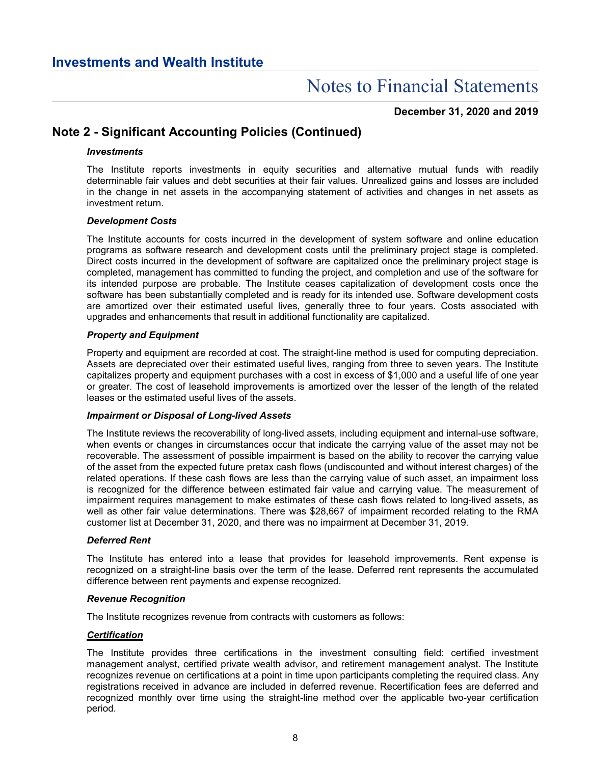## Note 2 - Significant Accounting Policies (Continued)

***Investments***

The Institute reports investments in equity securities and alternative mutual funds with readily determinable fair values and debt securities at their fair values. Unrealized gains and losses are included in the change in net assets in the accompanying statement of activities and changes in net assets as investment return.

***Development Costs***

The Institute accounts for costs incurred in the development of system software and online education programs as software research and development costs until the preliminary project stage is completed. Direct costs incurred in the development of software are capitalized once the preliminary project stage is completed, management has committed to funding the project, and completion and use of the software for its intended purpose are probable. The Institute ceases capitalization of development costs once the software has been substantially completed and is ready for its intended use. Software development costs are amortized over their estimated useful lives, generally three to four years. Costs associated with upgrades and enhancements that result in additional functionality are capitalized.

***Property and Equipment***

Property and equipment are recorded at cost. The straight-line method is used for computing depreciation. Assets are depreciated over their estimated useful lives, ranging from three to seven years. The Institute capitalizes property and equipment purchases with a cost in excess of $1,000 and a useful life of one year or greater. The cost of leasehold improvements is amortized over the lesser of the length of the related leases or the estimated useful lives of the assets.

***Impairment or Disposal of Long-lived Assets***

The Institute reviews the recoverability of long-lived assets, including equipment and internal-use software, when events or changes in circumstances occur that indicate the carrying value of the asset may not be recoverable. The assessment of possible impairment is based on the ability to recover the carrying value of the asset from the expected future pretax cash flows (undiscounted and without interest charges) of the related operations. If these cash flows are less than the carrying value of such asset, an impairment loss is recognized for the difference between estimated fair value and carrying value. The measurement of impairment requires management to make estimates of these cash flows related to long-lived assets, as well as other fair value determinations. There was $28,667 of impairment recorded relating to the RMA customer list at December 31, 2020, and there was no impairment at December 31, 2019.

***Deferred Rent***

The Institute has entered into a lease that provides for leasehold improvements. Rent expense is recognized on a straight-line basis over the term of the lease. Deferred rent represents the accumulated difference between rent payments and expense recognized.

***Revenue Recognition***

The Institute recognizes revenue from contracts with customers as follows:

***<u>Certification</u>***

The Institute provides three certifications in the investment consulting field: certified investment management analyst, certified private wealth advisor, and retirement management analyst. The Institute recognizes revenue on certifications at a point in time upon participants completing the required class. Any registrations received in advance are included in deferred revenue. Recertification fees are deferred and recognized monthly over time using the straight-line method over the applicable two-year certification period.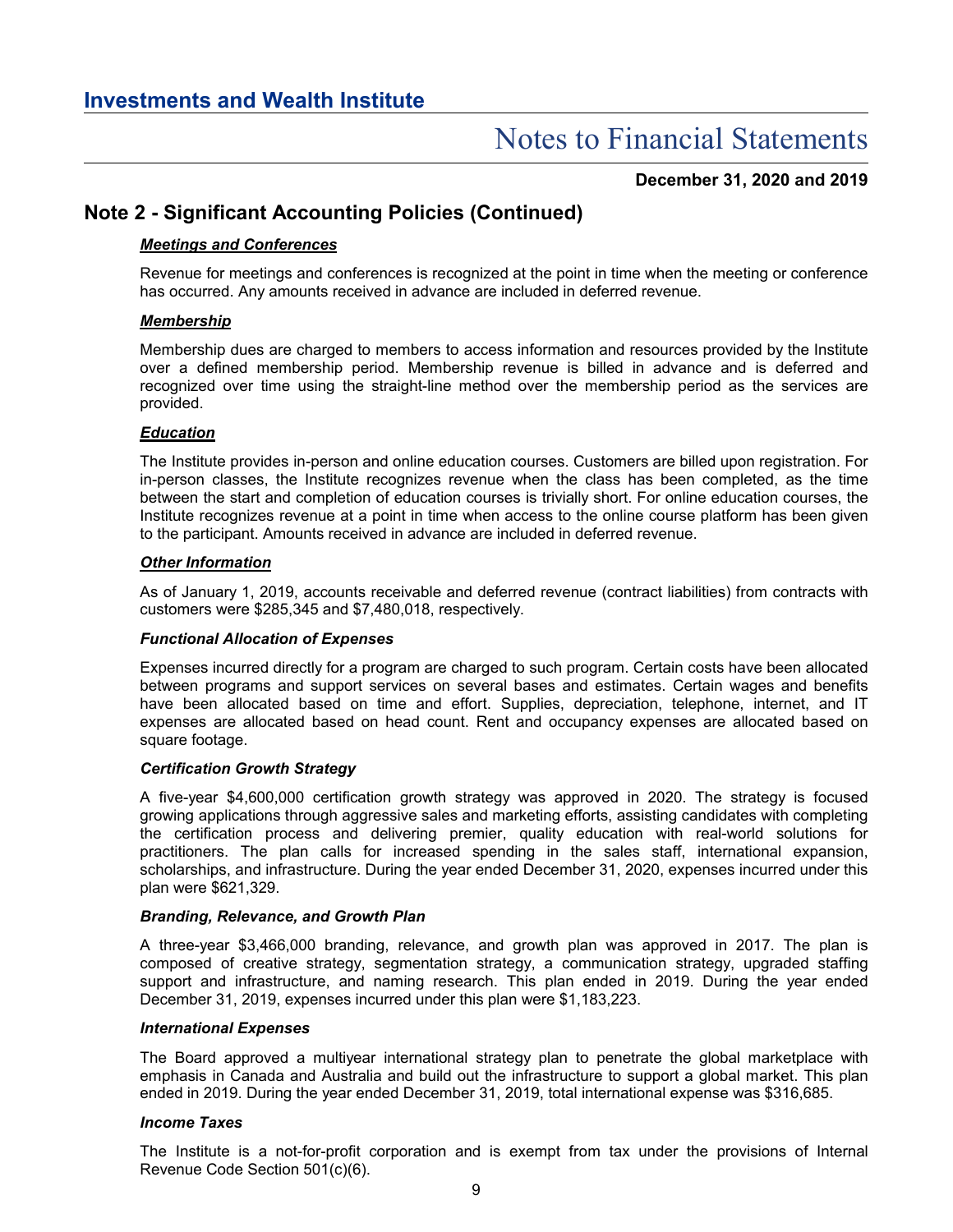## Note 2 - Significant Accounting Policies (Continued)

***Meetings and Conferences***

Revenue for meetings and conferences is recognized at the point in time when the meeting or conference has occurred. Any amounts received in advance are included in deferred revenue.

***Membership***

Membership dues are charged to members to access information and resources provided by the Institute over a defined membership period. Membership revenue is billed in advance and is deferred and recognized over time using the straight-line method over the membership period as the services are provided.

***Education***

The Institute provides in-person and online education courses. Customers are billed upon registration. For in-person classes, the Institute recognizes revenue when the class has been completed, as the time between the start and completion of education courses is trivially short. For online education courses, the Institute recognizes revenue at a point in time when access to the online course platform has been given to the participant. Amounts received in advance are included in deferred revenue.

***Other Information***

As of January 1, 2019, accounts receivable and deferred revenue (contract liabilities) from contracts with customers were $285,345 and $7,480,018, respectively.

***Functional Allocation of Expenses***

Expenses incurred directly for a program are charged to such program. Certain costs have been allocated between programs and support services on several bases and estimates. Certain wages and benefits have been allocated based on time and effort. Supplies, depreciation, telephone, internet, and IT expenses are allocated based on head count. Rent and occupancy expenses are allocated based on square footage.

***Certification Growth Strategy***

A five-year $4,600,000 certification growth strategy was approved in 2020. The strategy is focused growing applications through aggressive sales and marketing efforts, assisting candidates with completing the certification process and delivering premier, quality education with real-world solutions for practitioners. The plan calls for increased spending in the sales staff, international expansion, scholarships, and infrastructure. During the year ended December 31, 2020, expenses incurred under this plan were $621,329.

***Branding, Relevance, and Growth Plan***

A three-year $3,466,000 branding, relevance, and growth plan was approved in 2017. The plan is composed of creative strategy, segmentation strategy, a communication strategy, upgraded staffing support and infrastructure, and naming research. This plan ended in 2019. During the year ended December 31, 2019, expenses incurred under this plan were $1,183,223.

***International Expenses***

The Board approved a multiyear international strategy plan to penetrate the global marketplace with emphasis in Canada and Australia and build out the infrastructure to support a global market. This plan ended in 2019. During the year ended December 31, 2019, total international expense was $316,685.

***Income Taxes***

The Institute is a not-for-profit corporation and is exempt from tax under the provisions of Internal Revenue Code Section 501(c)(6).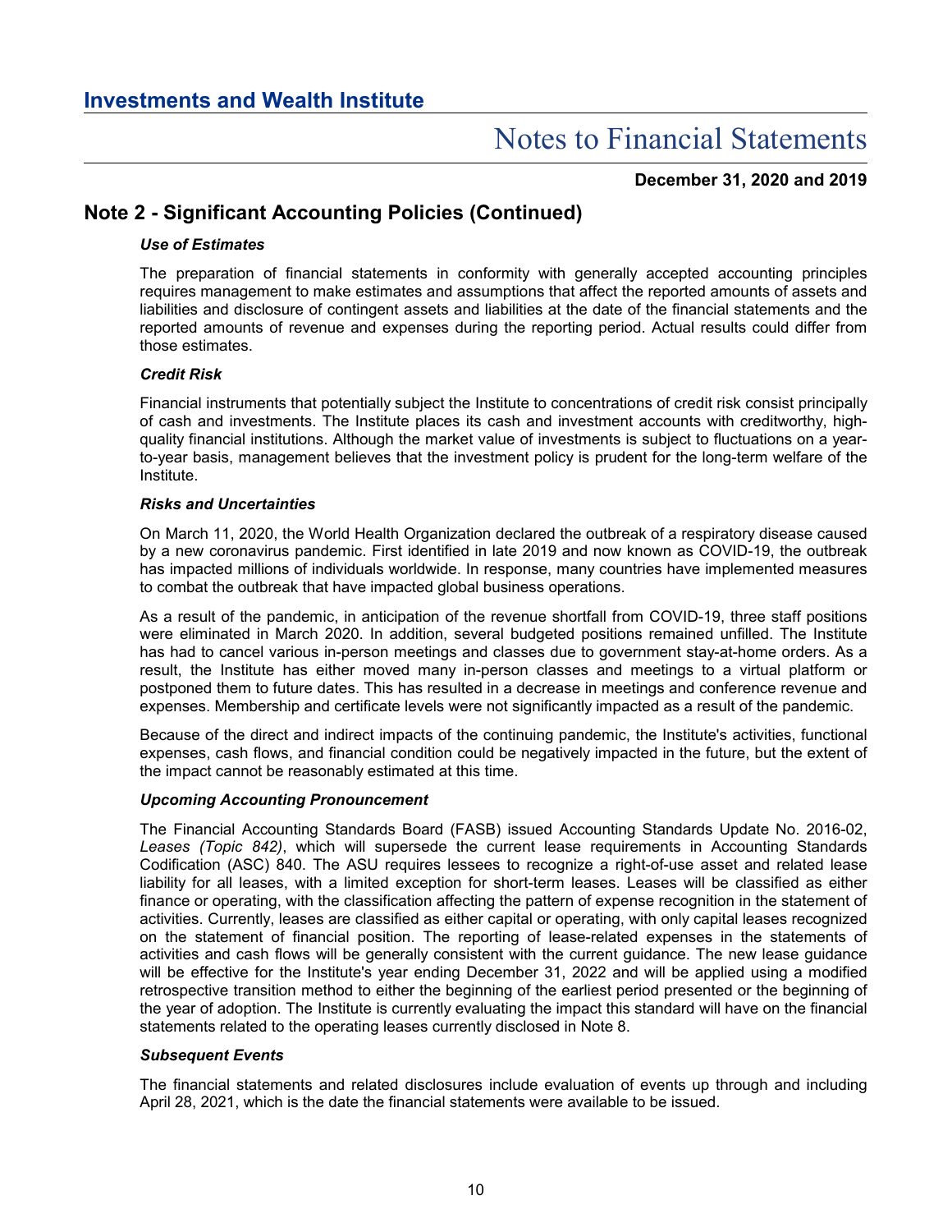## Note 2 - Significant Accounting Policies (Continued)

***Use of Estimates***

The preparation of financial statements in conformity with generally accepted accounting principles requires management to make estimates and assumptions that affect the reported amounts of assets and liabilities and disclosure of contingent assets and liabilities at the date of the financial statements and the reported amounts of revenue and expenses during the reporting period. Actual results could differ from those estimates.

***Credit Risk***

Financial instruments that potentially subject the Institute to concentrations of credit risk consist principally of cash and investments. The Institute places its cash and investment accounts with creditworthy, high-quality financial institutions. Although the market value of investments is subject to fluctuations on a year-to-year basis, management believes that the investment policy is prudent for the long-term welfare of the Institute.

***Risks and Uncertainties***

On March 11, 2020, the World Health Organization declared the outbreak of a respiratory disease caused by a new coronavirus pandemic. First identified in late 2019 and now known as COVID-19, the outbreak has impacted millions of individuals worldwide. In response, many countries have implemented measures to combat the outbreak that have impacted global business operations.

As a result of the pandemic, in anticipation of the revenue shortfall from COVID-19, three staff positions were eliminated in March 2020. In addition, several budgeted positions remained unfilled. The Institute has had to cancel various in-person meetings and classes due to government stay-at-home orders. As a result, the Institute has either moved many in-person classes and meetings to a virtual platform or postponed them to future dates. This has resulted in a decrease in meetings and conference revenue and expenses. Membership and certificate levels were not significantly impacted as a result of the pandemic.

Because of the direct and indirect impacts of the continuing pandemic, the Institute's activities, functional expenses, cash flows, and financial condition could be negatively impacted in the future, but the extent of the impact cannot be reasonably estimated at this time.

***Upcoming Accounting Pronouncement***

The Financial Accounting Standards Board (FASB) issued Accounting Standards Update No. 2016-02, *Leases (Topic 842)*, which will supersede the current lease requirements in Accounting Standards Codification (ASC) 840. The ASU requires lessees to recognize a right-of-use asset and related lease liability for all leases, with a limited exception for short-term leases. Leases will be classified as either finance or operating, with the classification affecting the pattern of expense recognition in the statement of activities. Currently, leases are classified as either capital or operating, with only capital leases recognized on the statement of financial position. The reporting of lease-related expenses in the statements of activities and cash flows will be generally consistent with the current guidance. The new lease guidance will be effective for the Institute's year ending December 31, 2022 and will be applied using a modified retrospective transition method to either the beginning of the earliest period presented or the beginning of the year of adoption. The Institute is currently evaluating the impact this standard will have on the financial statements related to the operating leases currently disclosed in Note 8.

***Subsequent Events***

The financial statements and related disclosures include evaluation of events up through and including April 28, 2021, which is the date the financial statements were available to be issued.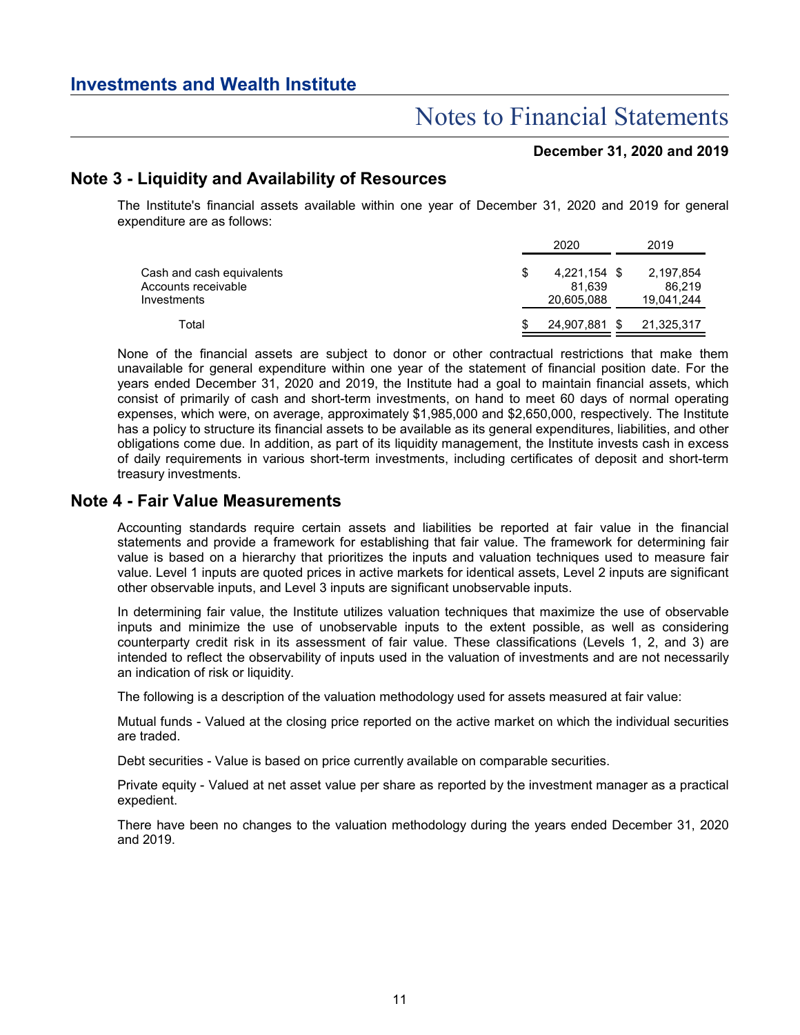# Investments and Wealth Institute

## Notes to Financial Statements

**December 31, 2020 and 2019**

## Note 3 - Liquidity and Availability of Resources

The Institute's financial assets available within one year of December 31, 2020 and 2019 for general expenditure are as follows:

| | 2020 | 2019 |
|---|---|---|
| Cash and cash equivalents | $ 4,221,154 | $ 2,197,854 |
| Accounts receivable | 81,639 | 86,219 |
| Investments | 20,605,088 | 19,041,244 |
| Total | $ 24,907,881 | $ 21,325,317 |

None of the financial assets are subject to donor or other contractual restrictions that make them unavailable for general expenditure within one year of the statement of financial position date. For the years ended December 31, 2020 and 2019, the Institute had a goal to maintain financial assets, which consist of primarily of cash and short-term investments, on hand to meet 60 days of normal operating expenses, which were, on average, approximately $1,985,000 and $2,650,000, respectively. The Institute has a policy to structure its financial assets to be available as its general expenditures, liabilities, and other obligations come due. In addition, as part of its liquidity management, the Institute invests cash in excess of daily requirements in various short-term investments, including certificates of deposit and short-term treasury investments.

## Note 4 - Fair Value Measurements

Accounting standards require certain assets and liabilities be reported at fair value in the financial statements and provide a framework for establishing that fair value. The framework for determining fair value is based on a hierarchy that prioritizes the inputs and valuation techniques used to measure fair value. Level 1 inputs are quoted prices in active markets for identical assets, Level 2 inputs are significant other observable inputs, and Level 3 inputs are significant unobservable inputs.

In determining fair value, the Institute utilizes valuation techniques that maximize the use of observable inputs and minimize the use of unobservable inputs to the extent possible, as well as considering counterparty credit risk in its assessment of fair value. These classifications (Levels 1, 2, and 3) are intended to reflect the observability of inputs used in the valuation of investments and are not necessarily an indication of risk or liquidity.

The following is a description of the valuation methodology used for assets measured at fair value:

Mutual funds - Valued at the closing price reported on the active market on which the individual securities are traded.

Debt securities - Value is based on price currently available on comparable securities.

Private equity - Valued at net asset value per share as reported by the investment manager as a practical expedient.

There have been no changes to the valuation methodology during the years ended December 31, 2020 and 2019.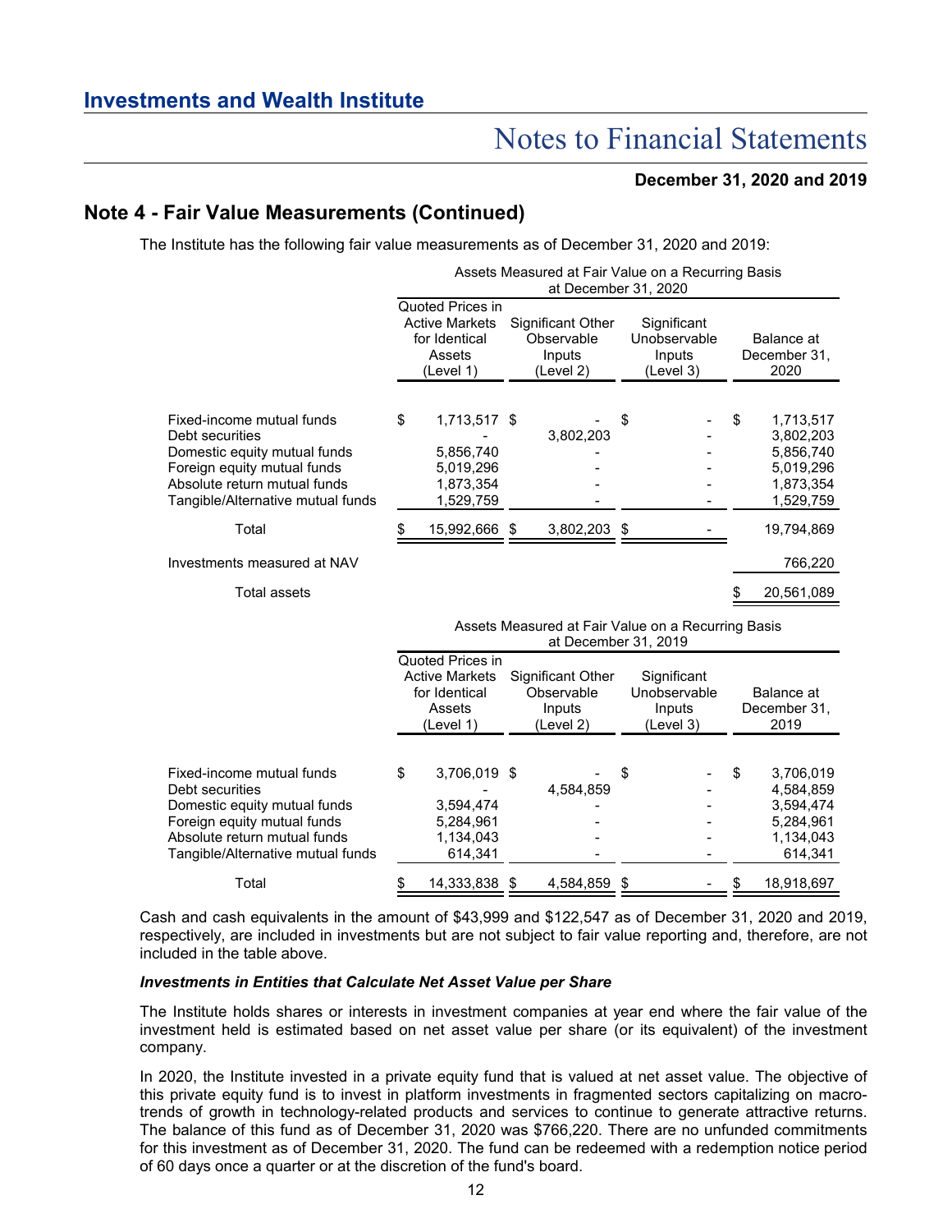## Note 4 - Fair Value Measurements (Continued)

The Institute has the following fair value measurements as of December 31, 2020 and 2019:

| | Assets Measured at Fair Value on a Recurring Basis at December 31, 2020 | | | |
|---|---|---|---|---|
| | Quoted Prices in Active Markets for Identical Assets (Level 1) | Significant Other Observable Inputs (Level 2) | Significant Unobservable Inputs (Level 3) | Balance at December 31, 2020 |
| Fixed-income mutual funds | $ 1,713,517 | $ - | $ - | $ 1,713,517 |
| Debt securities | - | 3,802,203 | - | 3,802,203 |
| Domestic equity mutual funds | 5,856,740 | - | - | 5,856,740 |
| Foreign equity mutual funds | 5,019,296 | - | - | 5,019,296 |
| Absolute return mutual funds | 1,873,354 | - | - | 1,873,354 |
| Tangible/Alternative mutual funds | 1,529,759 | - | - | 1,529,759 |
| Total | $ 15,992,666 | $ 3,802,203 | $ - | 19,794,869 |
| Investments measured at NAV | | | | 766,220 |
| Total assets | | | | $ 20,561,089 |

| | Assets Measured at Fair Value on a Recurring Basis at December 31, 2019 | | | |
|---|---|---|---|---|
| | Quoted Prices in Active Markets for Identical Assets (Level 1) | Significant Other Observable Inputs (Level 2) | Significant Unobservable Inputs (Level 3) | Balance at December 31, 2019 |
| Fixed-income mutual funds | $ 3,706,019 | $ - | $ - | $ 3,706,019 |
| Debt securities | - | 4,584,859 | - | 4,584,859 |
| Domestic equity mutual funds | 3,594,474 | - | - | 3,594,474 |
| Foreign equity mutual funds | 5,284,961 | - | - | 5,284,961 |
| Absolute return mutual funds | 1,134,043 | - | - | 1,134,043 |
| Tangible/Alternative mutual funds | 614,341 | - | - | 614,341 |
| Total | $ 14,333,838 | $ 4,584,859 | $ - | $ 18,918,697 |

Cash and cash equivalents in the amount of $43,999 and $122,547 as of December 31, 2020 and 2019, respectively, are included in investments but are not subject to fair value reporting and, therefore, are not included in the table above.

***Investments in Entities that Calculate Net Asset Value per Share***

The Institute holds shares or interests in investment companies at year end where the fair value of the investment held is estimated based on net asset value per share (or its equivalent) of the investment company.

In 2020, the Institute invested in a private equity fund that is valued at net asset value. The objective of this private equity fund is to invest in platform investments in fragmented sectors capitalizing on macro-trends of growth in technology-related products and services to continue to generate attractive returns. The balance of this fund as of December 31, 2020 was $766,220. There are no unfunded commitments for this investment as of December 31, 2020. The fund can be redeemed with a redemption notice period of 60 days once a quarter or at the discretion of the fund's board.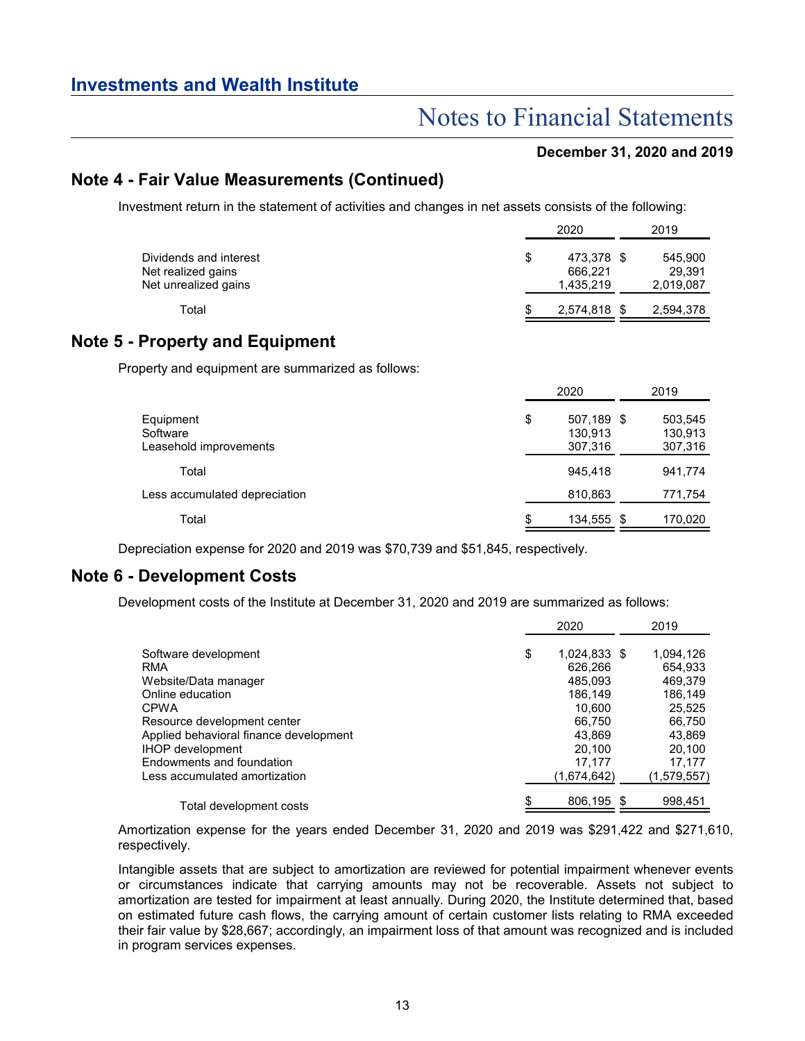# Investments and Wealth Institute

## Notes to Financial Statements

**December 31, 2020 and 2019**

## Note 4 - Fair Value Measurements (Continued)

Investment return in the statement of activities and changes in net assets consists of the following:

| | 2020 | 2019 |
|---|---|---|
| Dividends and interest | $ 473,378 | $ 545,900 |
| Net realized gains | 666,221 | 29,391 |
| Net unrealized gains | 1,435,219 | 2,019,087 |
| Total | $ 2,574,818 | $ 2,594,378 |

## Note 5 - Property and Equipment

Property and equipment are summarized as follows:

| | 2020 | 2019 |
|---|---|---|
| Equipment | $ 507,189 | $ 503,545 |
| Software | 130,913 | 130,913 |
| Leasehold improvements | 307,316 | 307,316 |
| Total | 945,418 | 941,774 |
| Less accumulated depreciation | 810,863 | 771,754 |
| Total | $ 134,555 | $ 170,020 |

Depreciation expense for 2020 and 2019 was $70,739 and $51,845, respectively.

## Note 6 - Development Costs

Development costs of the Institute at December 31, 2020 and 2019 are summarized as follows:

| | 2020 | 2019 |
|---|---|---|
| Software development | $ 1,024,833 | $ 1,094,126 |
| RMA | 626,266 | 654,933 |
| Website/Data manager | 485,093 | 469,379 |
| Online education | 186,149 | 186,149 |
| CPWA | 10,600 | 25,525 |
| Resource development center | 66,750 | 66,750 |
| Applied behavioral finance development | 43,869 | 43,869 |
| IHOP development | 20,100 | 20,100 |
| Endowments and foundation | 17,177 | 17,177 |
| Less accumulated amortization | (1,674,642) | (1,579,557) |
| Total development costs | $ 806,195 | $ 998,451 |

Amortization expense for the years ended December 31, 2020 and 2019 was $291,422 and $271,610, respectively.

Intangible assets that are subject to amortization are reviewed for potential impairment whenever events or circumstances indicate that carrying amounts may not be recoverable. Assets not subject to amortization are tested for impairment at least annually. During 2020, the Institute determined that, based on estimated future cash flows, the carrying amount of certain customer lists relating to RMA exceeded their fair value by $28,667; accordingly, an impairment loss of that amount was recognized and is included in program services expenses.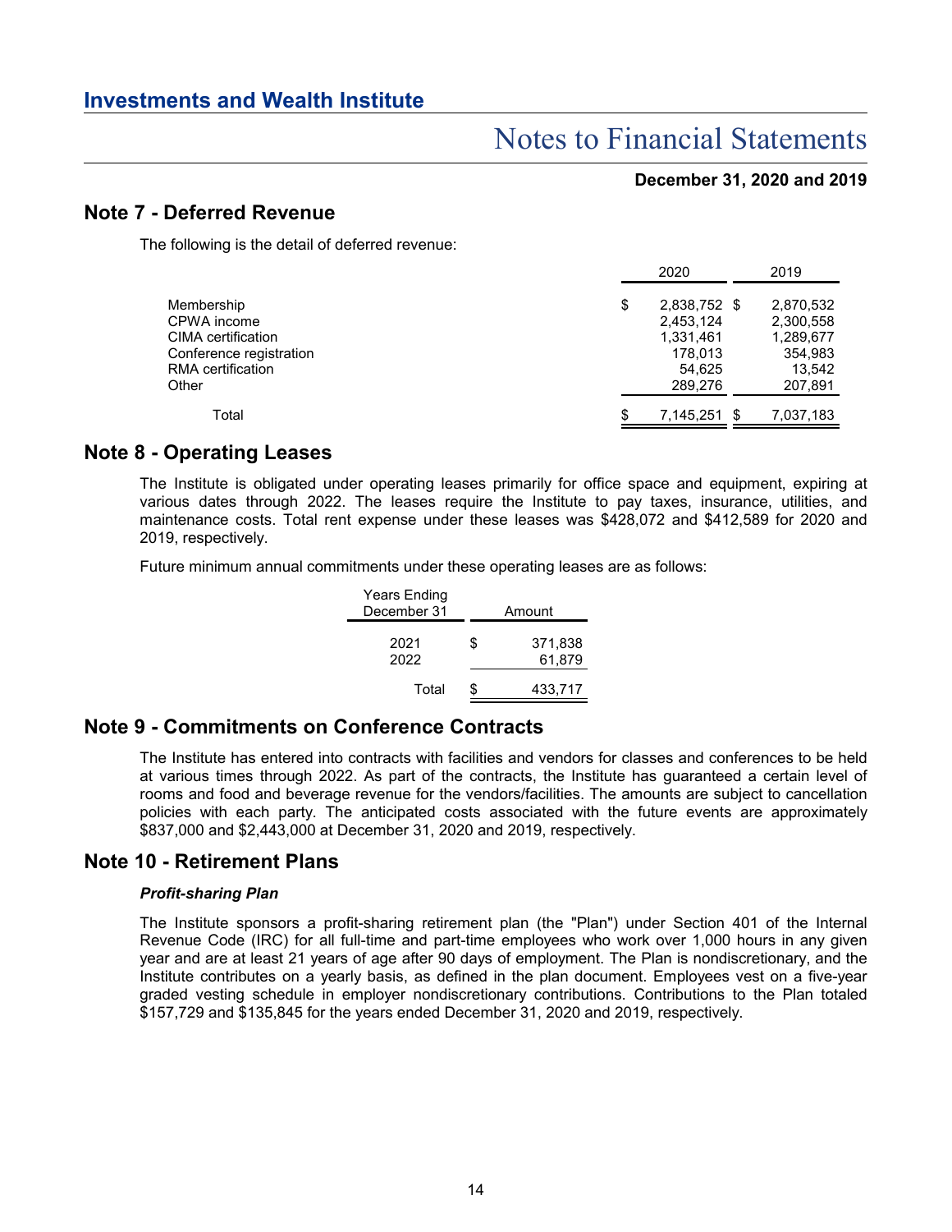## Note 7 - Deferred Revenue

The following is the detail of deferred revenue:

| | 2020 | 2019 |
|---|---|---|
| Membership | $ 2,838,752 | $ 2,870,532 |
| CPWA income | 2,453,124 | 2,300,558 |
| CIMA certification | 1,331,461 | 1,289,677 |
| Conference registration | 178,013 | 354,983 |
| RMA certification | 54,625 | 13,542 |
| Other | 289,276 | 207,891 |
| Total | $ 7,145,251 | $ 7,037,183 |

## Note 8 - Operating Leases

The Institute is obligated under operating leases primarily for office space and equipment, expiring at various dates through 2022. The leases require the Institute to pay taxes, insurance, utilities, and maintenance costs. Total rent expense under these leases was $428,072 and $412,589 for 2020 and 2019, respectively.

Future minimum annual commitments under these operating leases are as follows:

| Years Ending December 31 | Amount |
|---|---|
| 2021 | $ 371,838 |
| 2022 | 61,879 |
| Total | $ 433,717 |

## Note 9 - Commitments on Conference Contracts

The Institute has entered into contracts with facilities and vendors for classes and conferences to be held at various times through 2022. As part of the contracts, the Institute has guaranteed a certain level of rooms and food and beverage revenue for the vendors/facilities. The amounts are subject to cancellation policies with each party. The anticipated costs associated with the future events are approximately $837,000 and $2,443,000 at December 31, 2020 and 2019, respectively.

## Note 10 - Retirement Plans

### *Profit-sharing Plan*

The Institute sponsors a profit-sharing retirement plan (the "Plan") under Section 401 of the Internal Revenue Code (IRC) for all full-time and part-time employees who work over 1,000 hours in any given year and are at least 21 years of age after 90 days of employment. The Plan is nondiscretionary, and the Institute contributes on a yearly basis, as defined in the plan document. Employees vest on a five-year graded vesting schedule in employer nondiscretionary contributions. Contributions to the Plan totaled $157,729 and $135,845 for the years ended December 31, 2020 and 2019, respectively.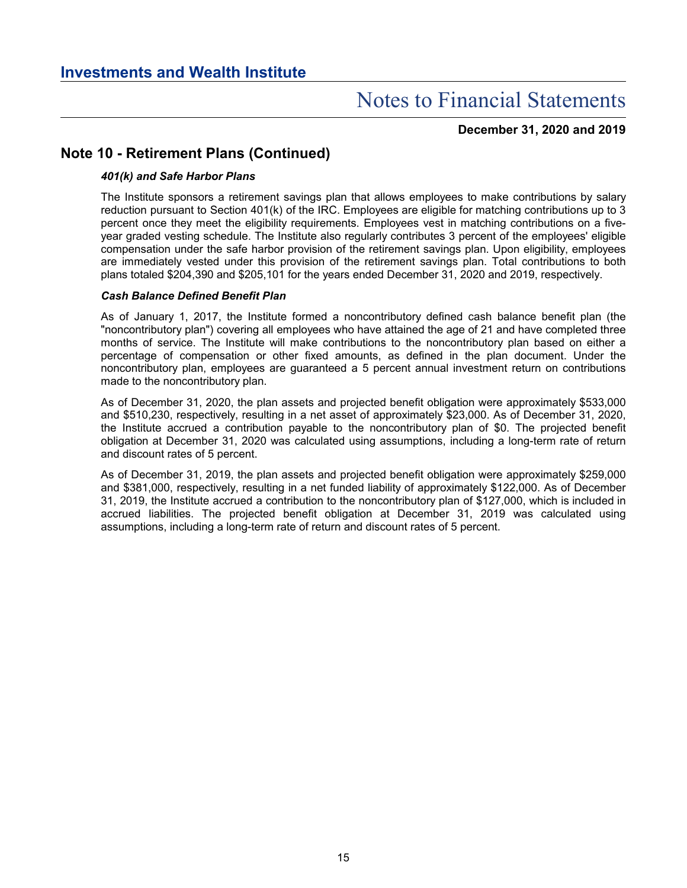## Note 10 - Retirement Plans (Continued)

***401(k) and Safe Harbor Plans***

The Institute sponsors a retirement savings plan that allows employees to make contributions by salary reduction pursuant to Section 401(k) of the IRC. Employees are eligible for matching contributions up to 3 percent once they meet the eligibility requirements. Employees vest in matching contributions on a five-year graded vesting schedule. The Institute also regularly contributes 3 percent of the employees' eligible compensation under the safe harbor provision of the retirement savings plan. Upon eligibility, employees are immediately vested under this provision of the retirement savings plan. Total contributions to both plans totaled $204,390 and $205,101 for the years ended December 31, 2020 and 2019, respectively.

***Cash Balance Defined Benefit Plan***

As of January 1, 2017, the Institute formed a noncontributory defined cash balance benefit plan (the "noncontributory plan") covering all employees who have attained the age of 21 and have completed three months of service. The Institute will make contributions to the noncontributory plan based on either a percentage of compensation or other fixed amounts, as defined in the plan document. Under the noncontributory plan, employees are guaranteed a 5 percent annual investment return on contributions made to the noncontributory plan.

As of December 31, 2020, the plan assets and projected benefit obligation were approximately $533,000 and $510,230, respectively, resulting in a net asset of approximately $23,000. As of December 31, 2020, the Institute accrued a contribution payable to the noncontributory plan of $0. The projected benefit obligation at December 31, 2020 was calculated using assumptions, including a long-term rate of return and discount rates of 5 percent.

As of December 31, 2019, the plan assets and projected benefit obligation were approximately $259,000 and $381,000, respectively, resulting in a net funded liability of approximately $122,000. As of December 31, 2019, the Institute accrued a contribution to the noncontributory plan of $127,000, which is included in accrued liabilities. The projected benefit obligation at December 31, 2019 was calculated using assumptions, including a long-term rate of return and discount rates of 5 percent.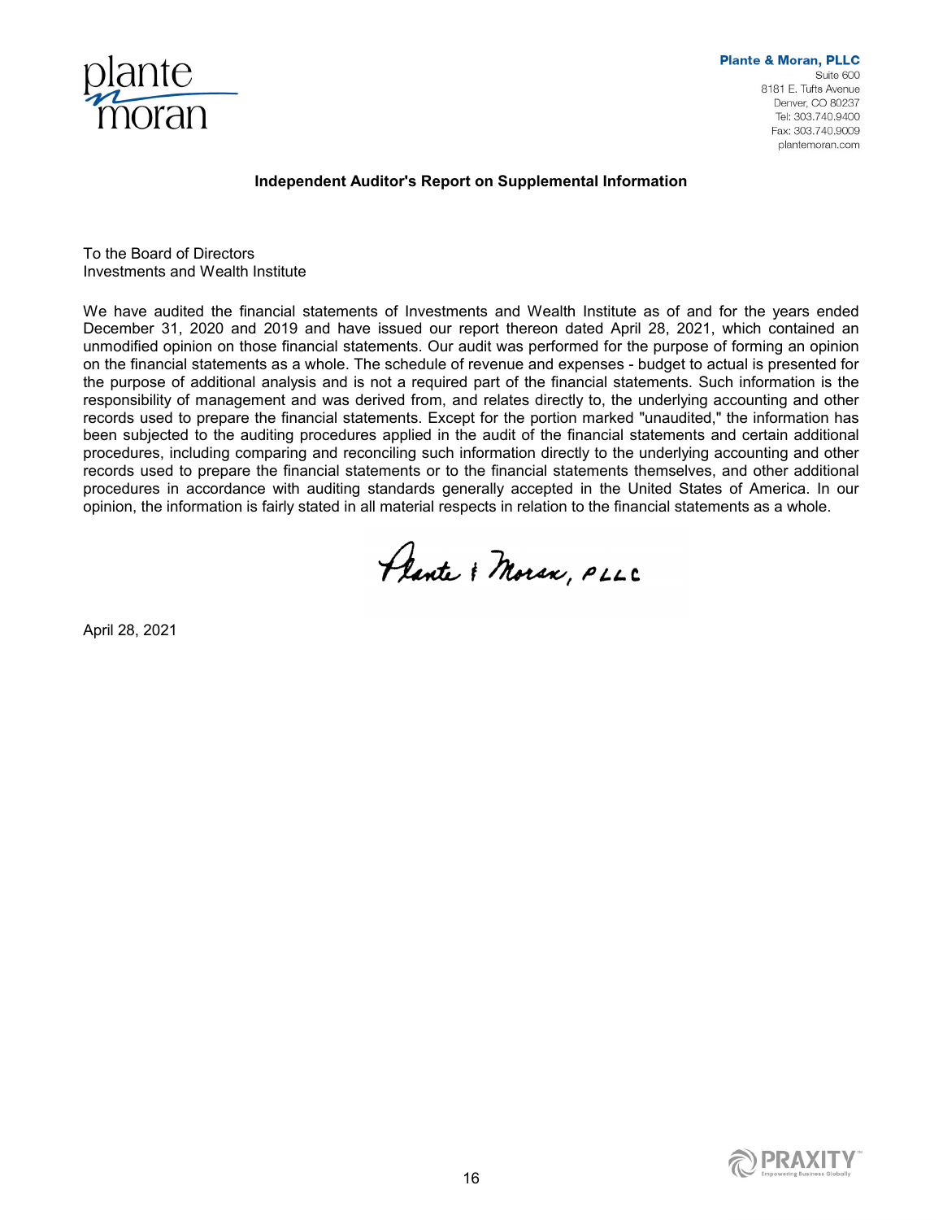**Plante & Moran, PLLC**
Suite 600
8181 E. Tufts Avenue
Denver, CO 80237
Tel: 303.740.9400
Fax: 303.740.9009
plantemoran.com

## Independent Auditor's Report on Supplemental Information

To the Board of Directors
Investments and Wealth Institute

We have audited the financial statements of Investments and Wealth Institute as of and for the years ended December 31, 2020 and 2019 and have issued our report thereon dated April 28, 2021, which contained an unmodified opinion on those financial statements. Our audit was performed for the purpose of forming an opinion on the financial statements as a whole. The schedule of revenue and expenses - budget to actual is presented for the purpose of additional analysis and is not a required part of the financial statements. Such information is the responsibility of management and was derived from, and relates directly to, the underlying accounting and other records used to prepare the financial statements. Except for the portion marked "unaudited," the information has been subjected to the auditing procedures applied in the audit of the financial statements and certain additional procedures, including comparing and reconciling such information directly to the underlying accounting and other records used to prepare the financial statements or to the financial statements themselves, and other additional procedures in accordance with auditing standards generally accepted in the United States of America. In our opinion, the information is fairly stated in all material respects in relation to the financial statements as a whole.

Plante & Moran, PLLC

April 28, 2021

PRAXITY Empowering Business Globally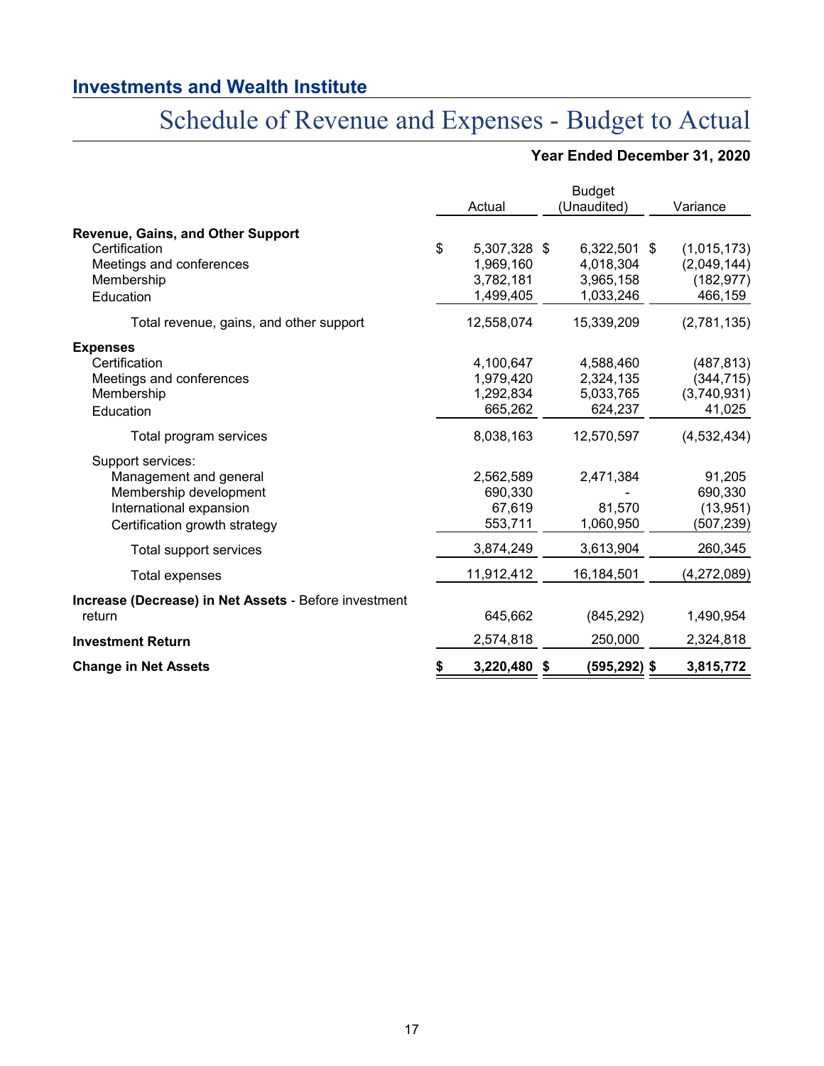## Investments and Wealth Institute

# Schedule of Revenue and Expenses - Budget to Actual

**Year Ended December 31, 2020**

| | Actual | Budget (Unaudited) | Variance |
|---|---|---|---|
| **Revenue, Gains, and Other Support** | | | |
| Certification | $ 5,307,328 | $ 6,322,501 | $ (1,015,173) |
| Meetings and conferences | 1,969,160 | 4,018,304 | (2,049,144) |
| Membership | 3,782,181 | 3,965,158 | (182,977) |
| Education | 1,499,405 | 1,033,246 | 466,159 |
| Total revenue, gains, and other support | 12,558,074 | 15,339,209 | (2,781,135) |
| **Expenses** | | | |
| Certification | 4,100,647 | 4,588,460 | (487,813) |
| Meetings and conferences | 1,979,420 | 2,324,135 | (344,715) |
| Membership | 1,292,834 | 5,033,765 | (3,740,931) |
| Education | 665,262 | 624,237 | 41,025 |
| Total program services | 8,038,163 | 12,570,597 | (4,532,434) |
| Support services: | | | |
| Management and general | 2,562,589 | 2,471,384 | 91,205 |
| Membership development | 690,330 | - | 690,330 |
| International expansion | 67,619 | 81,570 | (13,951) |
| Certification growth strategy | 553,711 | 1,060,950 | (507,239) |
| Total support services | 3,874,249 | 3,613,904 | 260,345 |
| Total expenses | 11,912,412 | 16,184,501 | (4,272,089) |
| **Increase (Decrease) in Net Assets** - Before investment return | 645,662 | (845,292) | 1,490,954 |
| **Investment Return** | 2,574,818 | 250,000 | 2,324,818 |
| **Change in Net Assets** | **$ 3,220,480** | **$ (595,292)** | **$ 3,815,772** |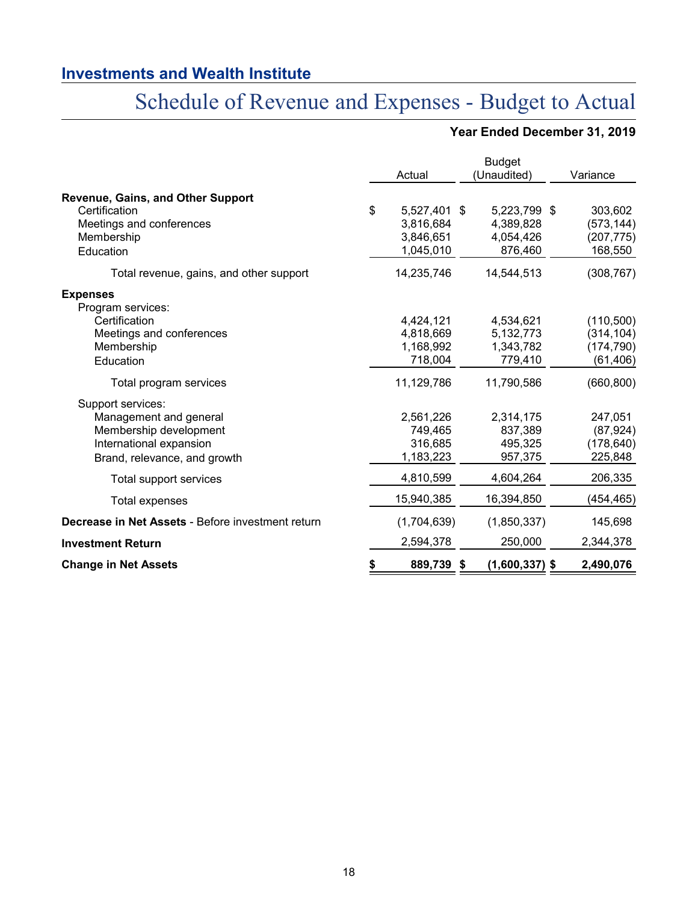## Investments and Wealth Institute

# Schedule of Revenue and Expenses - Budget to Actual

**Year Ended December 31, 2019**

| | Actual | Budget (Unaudited) | Variance |
|---|---|---|---|
| **Revenue, Gains, and Other Support** | | | |
| Certification | $ 5,527,401 | $ 5,223,799 | $ 303,602 |
| Meetings and conferences | 3,816,684 | 4,389,828 | (573,144) |
| Membership | 3,846,651 | 4,054,426 | (207,775) |
| Education | 1,045,010 | 876,460 | 168,550 |
| Total revenue, gains, and other support | 14,235,746 | 14,544,513 | (308,767) |
| **Expenses** | | | |
| Program services: | | | |
| Certification | 4,424,121 | 4,534,621 | (110,500) |
| Meetings and conferences | 4,818,669 | 5,132,773 | (314,104) |
| Membership | 1,168,992 | 1,343,782 | (174,790) |
| Education | 718,004 | 779,410 | (61,406) |
| Total program services | 11,129,786 | 11,790,586 | (660,800) |
| Support services: | | | |
| Management and general | 2,561,226 | 2,314,175 | 247,051 |
| Membership development | 749,465 | 837,389 | (87,924) |
| International expansion | 316,685 | 495,325 | (178,640) |
| Brand, relevance, and growth | 1,183,223 | 957,375 | 225,848 |
| Total support services | 4,810,599 | 4,604,264 | 206,335 |
| Total expenses | 15,940,385 | 16,394,850 | (454,465) |
| **Decrease in Net Assets** - Before investment return | (1,704,639) | (1,850,337) | 145,698 |
| **Investment Return** | 2,594,378 | 250,000 | 2,344,378 |
| **Change in Net Assets** | **$ 889,739** | **$ (1,600,337)** | **$ 2,490,076** |